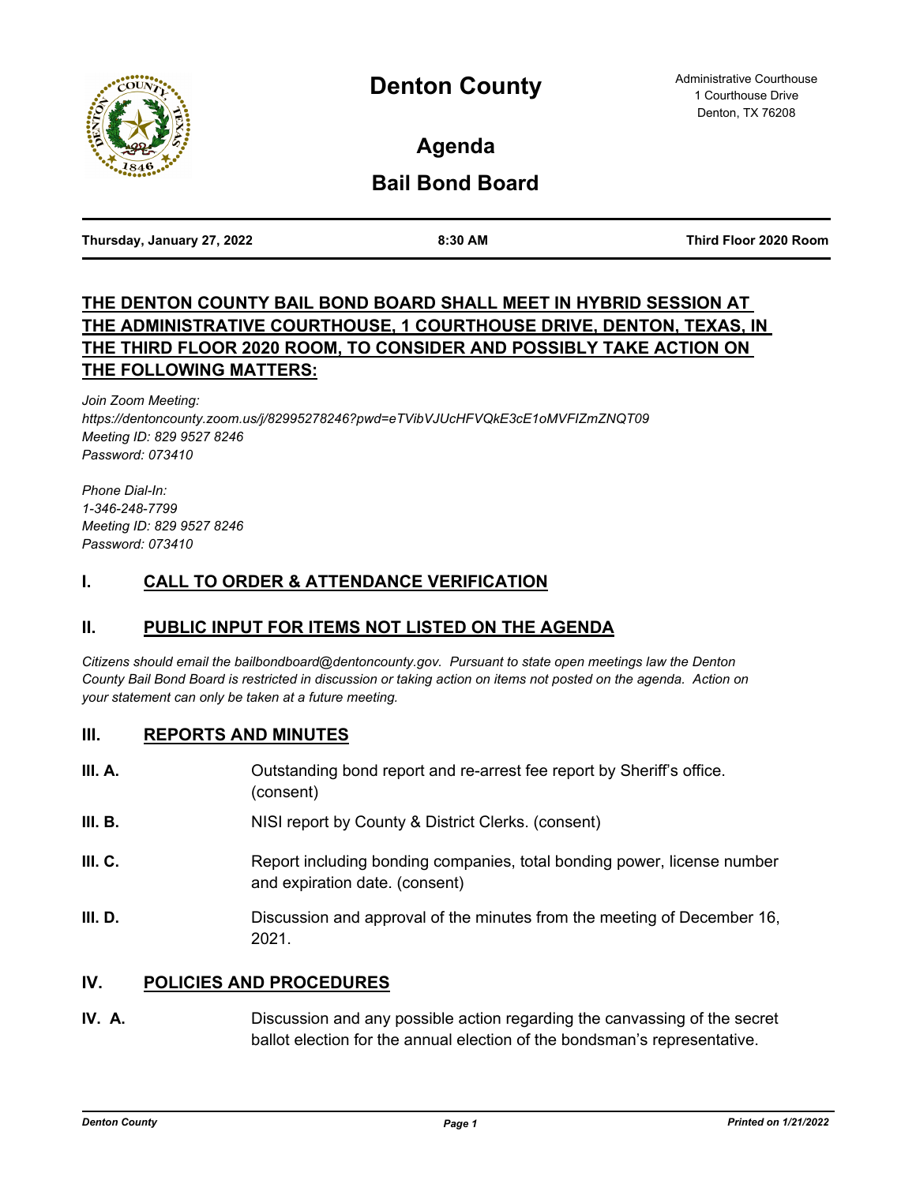# Denton County

Administrative Courthouse
1 Courthouse Drive
Denton, TX 76208

## Agenda

## Bail Bond Board

**Thursday, January 27, 2022** | **8:30 AM** | **Third Floor 2020 Room**

**THE DENTON COUNTY BAIL BOND BOARD SHALL MEET IN HYBRID SESSION AT THE ADMINISTRATIVE COURTHOUSE, 1 COURTHOUSE DRIVE, DENTON, TEXAS, IN THE THIRD FLOOR 2020 ROOM, TO CONSIDER AND POSSIBLY TAKE ACTION ON THE FOLLOWING MATTERS:**

*Join Zoom Meeting:*
*https://dentoncounty.zoom.us/j/82995278246?pwd=eTVibVJUcHFVQkE3cE1oMVFIZmZNQT09*
*Meeting ID: 829 9527 8246*
*Password: 073410*

*Phone Dial-In:*
*1-346-248-7799*
*Meeting ID: 829 9527 8246*
*Password: 073410*

### I. CALL TO ORDER & ATTENDANCE VERIFICATION

### II. PUBLIC INPUT FOR ITEMS NOT LISTED ON THE AGENDA

*Citizens should email the bailbondboard@dentoncounty.gov. Pursuant to state open meetings law the Denton County Bail Bond Board is restricted in discussion or taking action on items not posted on the agenda. Action on your statement can only be taken at a future meeting.*

### III. REPORTS AND MINUTES

**III. A.** Outstanding bond report and re-arrest fee report by Sheriff's office. (consent)

**III. B.** NISI report by County & District Clerks. (consent)

**III. C.** Report including bonding companies, total bonding power, license number and expiration date. (consent)

**III. D.** Discussion and approval of the minutes from the meeting of December 16, 2021.

### IV. POLICIES AND PROCEDURES

**IV. A.** Discussion and any possible action regarding the canvassing of the secret ballot election for the annual election of the bondsman's representative.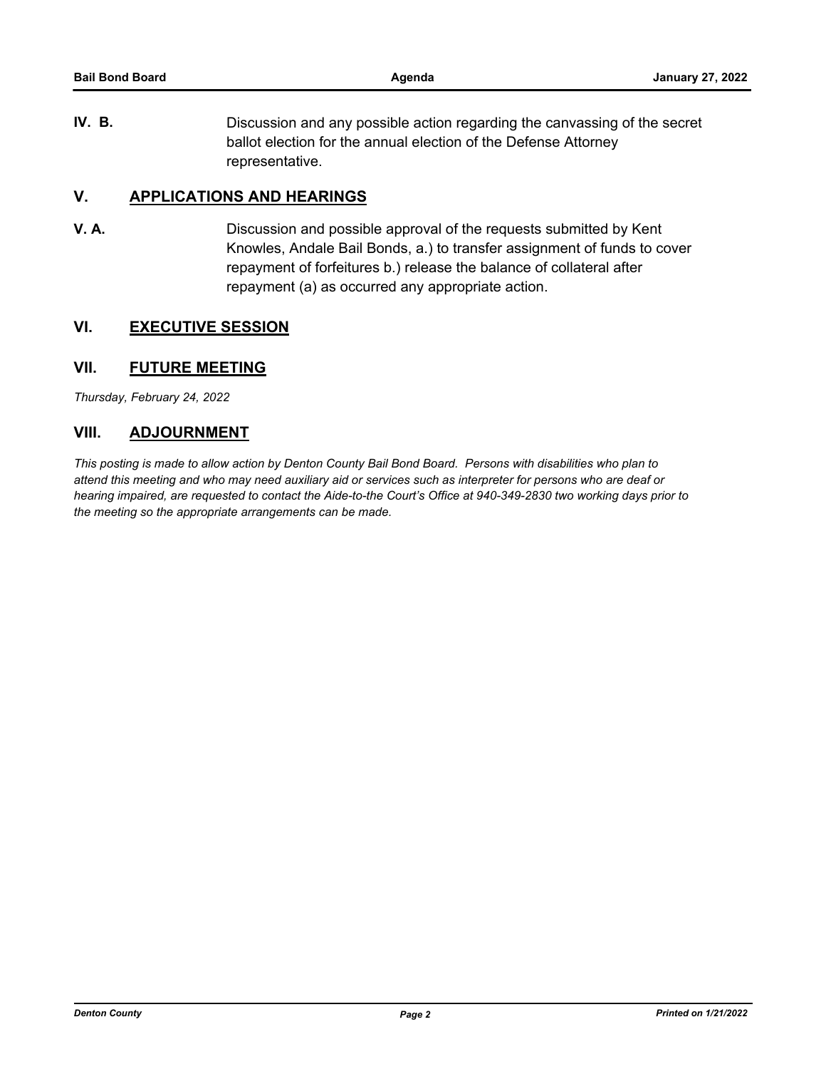**IV. B.** Discussion and any possible action regarding the canvassing of the secret ballot election for the annual election of the Defense Attorney representative.

## V. APPLICATIONS AND HEARINGS

**V. A.** Discussion and possible approval of the requests submitted by Kent Knowles, Andale Bail Bonds, a.) to transfer assignment of funds to cover repayment of forfeitures b.) release the balance of collateral after repayment (a) as occurred any appropriate action.

## VI. EXECUTIVE SESSION

## VII. FUTURE MEETING

*Thursday, February 24, 2022*

## VIII. ADJOURNMENT

*This posting is made to allow action by Denton County Bail Bond Board. Persons with disabilities who plan to attend this meeting and who may need auxiliary aid or services such as interpreter for persons who are deaf or hearing impaired, are requested to contact the Aide-to-the Court's Office at 940-349-2830 two working days prior to the meeting so the appropriate arrangements can be made.*